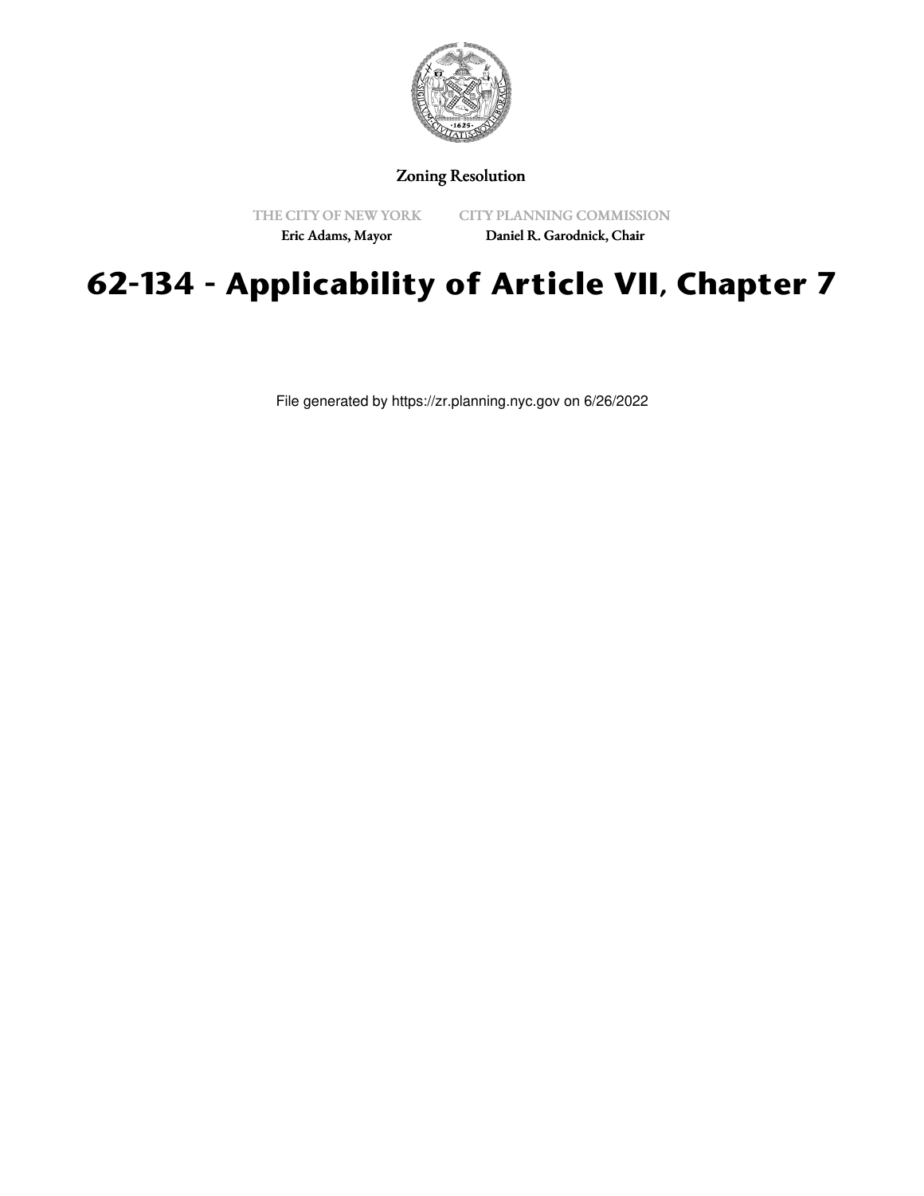Zoning Resolution

THE CITY OF NEW YORK
Eric Adams, Mayor

CITY PLANNING COMMISSION
Daniel R. Garodnick, Chair

# 62-134 - Applicability of Article VII, Chapter 7

File generated by https://zr.planning.nyc.gov on 6/26/2022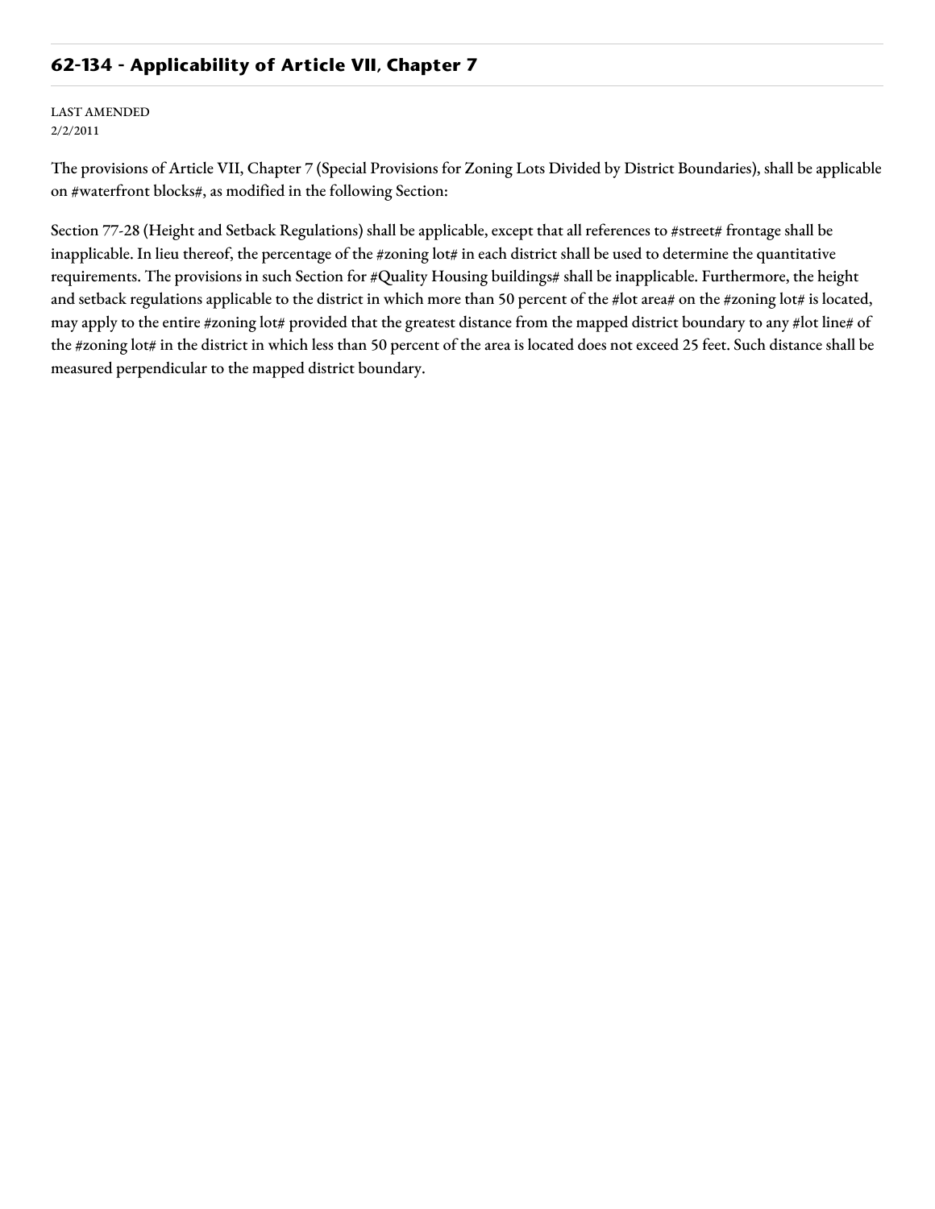## 62-134 - Applicability of Article VII, Chapter 7

LAST AMENDED
2/2/2011

The provisions of Article VII, Chapter 7 (Special Provisions for Zoning Lots Divided by District Boundaries), shall be applicable on #waterfront blocks#, as modified in the following Section:

Section 77-28 (Height and Setback Regulations) shall be applicable, except that all references to #street# frontage shall be inapplicable. In lieu thereof, the percentage of the #zoning lot# in each district shall be used to determine the quantitative requirements. The provisions in such Section for #Quality Housing buildings# shall be inapplicable. Furthermore, the height and setback regulations applicable to the district in which more than 50 percent of the #lot area# on the #zoning lot# is located, may apply to the entire #zoning lot# provided that the greatest distance from the mapped district boundary to any #lot line# of the #zoning lot# in the district in which less than 50 percent of the area is located does not exceed 25 feet. Such distance shall be measured perpendicular to the mapped district boundary.